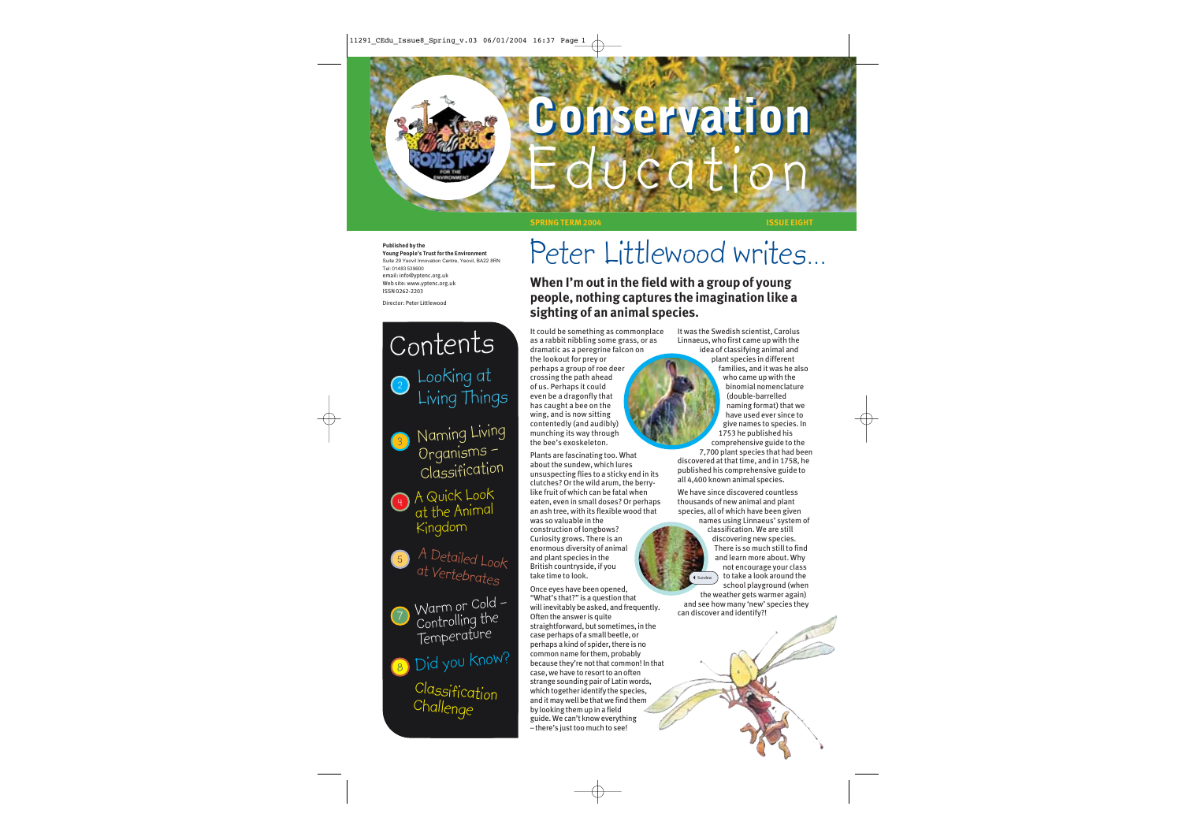# Conservation Education

**SPRING TERM 2004** **ISSUE EIGHT**

**Published by the**
**Young People's Trust for the Environment**
Suite 29 Yeovil Innovation Centre, Yeovil, BA22 8RN
Tel: 01483 539600
email: info@yptenc.org.uk
Web site: www.yptenc.org.uk
ISSN 0262-2203

Director: Peter Littlewood

## Contents

- 2 Looking at Living Things
- 3 Naming Living Organisms – Classification
- 4 A Quick Look at the Animal Kingdom
- 5 A Detailed Look at Vertebrates
- 7 Warm or Cold – Controlling the Temperature
- 8 Did you Know?
- Classification Challenge

# Peter Littlewood writes...

**When I'm out in the field with a group of young people, nothing captures the imagination like a sighting of an animal species.**

It could be something as commonplace as a rabbit nibbling some grass, or as dramatic as a peregrine falcon on the lookout for prey or perhaps a group of roe deer crossing the path ahead of us. Perhaps it could even be a dragonfly that has caught a bee on the wing, and is now sitting contentedly (and audibly) munching its way through the bee's exoskeleton.

Plants are fascinating too. What about the sundew, which lures unsuspecting flies to a sticky end in its clutches? Or the wild arum, the berry-like fruit of which can be fatal when eaten, even in small doses? Or perhaps an ash tree, with its flexible wood that was so valuable in the construction of longbows? Curiosity grows. There is an enormous diversity of animal and plant species in the British countryside, if you take time to look.

Once eyes have been opened, "What's that?" is a question that will inevitably be asked, and frequently. Often the answer is quite straightforward, but sometimes, in the case perhaps of a small beetle, or perhaps a kind of spider, there is no common name for them, probably because they're not that common! In that case, we have to resort to an often strange sounding pair of Latin words, which together identify the species, and it may well be that we find them by looking them up in a field guide. We can't know everything – there's just too much to see!

It was the Swedish scientist, Carolus Linnaeus, who first came up with the idea of classifying animal and plant species in different families, and it was he also who came up with the binomial nomenclature (double-barrelled naming format) that we have used ever since to give names to species. In 1753 he published his comprehensive guide to the 7,700 plant species that had been discovered at that time, and in 1758, he published his comprehensive guide to all 4,400 known animal species.

We have since discovered countless thousands of new animal and plant species, all of which have been given names using Linnaeus' system of classification. We are still discovering new species. There is so much still to find and learn more about. Why not encourage your class to take a look around the school playground (when the weather gets warmer again) and see how many 'new' species they can discover and identify?!

Sundew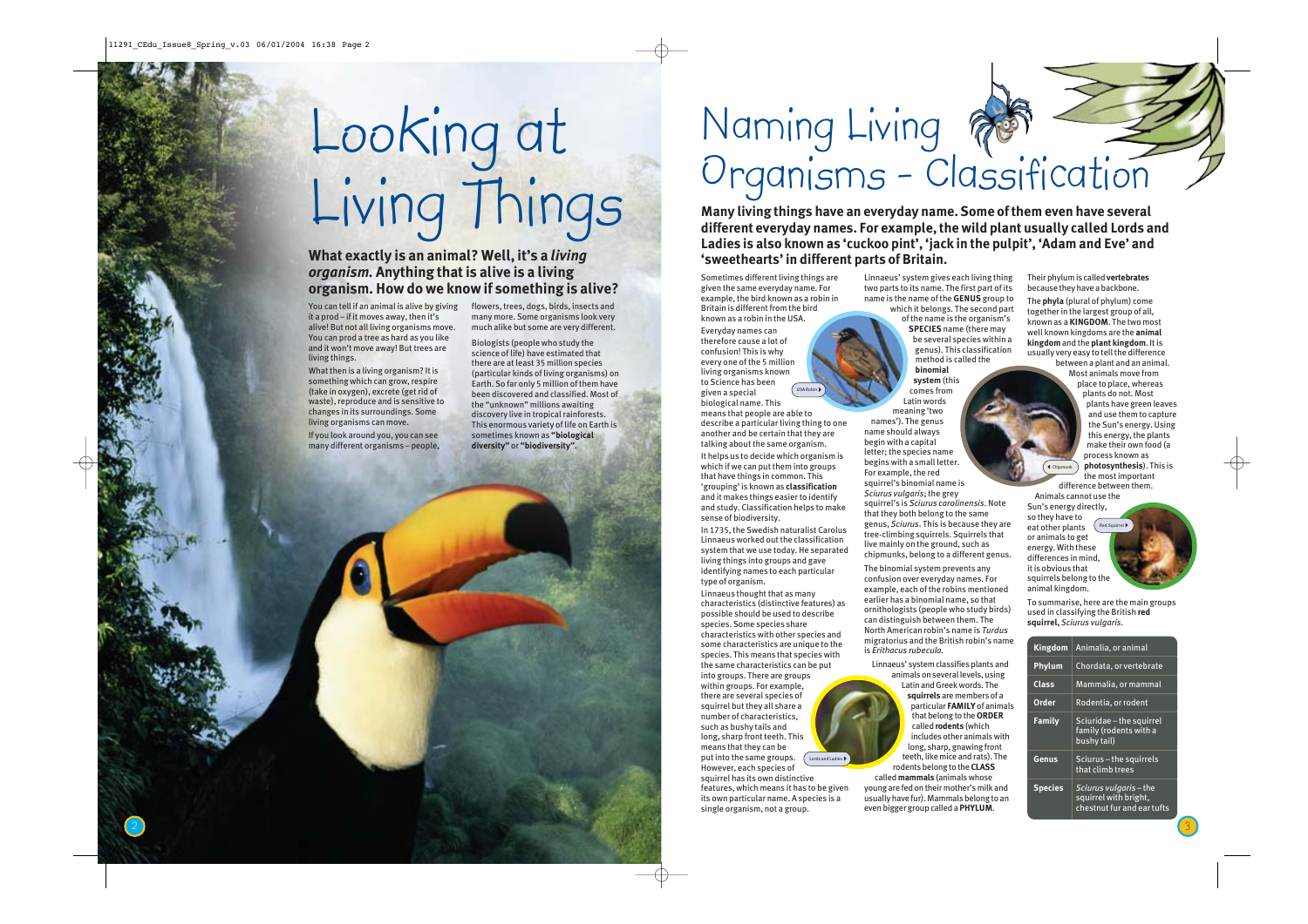# Looking at Living Things

**What exactly is an animal? Well, it's a *living organism.* Anything that is alive is a living organism. How do we know if something is alive?**

You can tell if an animal is alive by giving it a prod – if it moves away, then it's alive! But not all living organisms move. You can prod a tree as hard as you like and it won't move away! But trees are living things.

What then is a living organism? It is something which can grow, respire (take in oxygen), excrete (get rid of waste), reproduce and is sensitive to changes in its surroundings. Some living organisms can move.

If you look around you, you can see many different organisms – people, flowers, trees, dogs, birds, insects and many more. Some organisms look very much alike but some are very different.

Biologists (people who study the science of life) have estimated that there are at least 35 million species (particular kinds of living organisms) on Earth. So far only 5 million of them have been discovered and classified. Most of the "unknown" millions awaiting discovery live in tropical rainforests. This enormous variety of life on Earth is sometimes known as **"biological diversity"** or **"biodiversity"**.

# Naming Living Organisms - Classification

**Many living things have an everyday name. Some of them even have several different everyday names. For example, the wild plant usually called Lords and Ladies is also known as 'cuckoo pint', 'jack in the pulpit', 'Adam and Eve' and 'sweethearts' in different parts of Britain.**

Sometimes different living things are given the same everyday name. For example, the bird known as a robin in Britain is different from the bird known as a robin in the USA.

Everyday names can therefore cause a lot of confusion! This is why every one of the 5 million living organisms known to Science has been given a special biological name. This means that people are able to describe a particular living thing to one another and be certain that they are talking about the same organism.

USA Robin

It helps us to decide which organism is which if we can put them into groups that have things in common. This 'grouping' is known as **classification** and it makes things easier to identify and study. Classification helps to make sense of biodiversity.

In 1735, the Swedish naturalist Carolus Linnaeus worked out the classification system that we use today. He separated living things into groups and gave identifying names to each particular type of organism.

Linnaeus thought that as many characteristics (distinctive features) as possible should be used to describe species. Some species share characteristics with other species and some characteristics are unique to the species. This means that species with the same characteristics can be put into groups. There are groups within groups. For example, there are several species of squirrel but they all share a number of characteristics, such as bushy tails and long, sharp front teeth. This means that they can be put into the same groups. However, each species of squirrel has its own distinctive features, which means it has to be given its own particular name. A species is a single organism, not a group.

Lords and Ladies

Linnaeus' system gives each living thing two parts to its name. The first part of its name is the name of the **GENUS** group to which it belongs. The second part of the name is the organism's **SPECIES** name (there may be several species within a genus). This classification method is called the **binomial system** (this comes from Latin words meaning 'two names'). The genus name should always begin with a capital letter; the species name begins with a small letter. For example, the red squirrel's binomial name is *Sciurus vulgaris*; the grey squirrel's is *Sciurus carolinensis*. Note that they both belong to the same genus, *Sciurus*. This is because they are tree-climbing squirrels. Squirrels that live mainly on the ground, such as chipmunks, belong to a different genus.

The binomial system prevents any confusion over everyday names. For example, each of the robins mentioned earlier has a binomial name, so that ornithologists (people who study birds) can distinguish between them. The North American robin's name is *Turdus migratorius* and the British robin's name is *Erithacus rubecula*.

Linnaeus' system classifies plants and animals on several levels, using Latin and Greek words. The **squirrels** are members of a particular **FAMILY** of animals that belong to the **ORDER** called **rodents** (which includes other animals with long, sharp, gnawing front teeth, like mice and rats). The rodents belong to the **CLASS** called **mammals** (animals whose young are fed on their mother's milk and usually have fur). Mammals belong to an even bigger group called a **PHYLUM**.

Their phylum is called **vertebrates** because they have a backbone.

The **phyla** (plural of phylum) come together in the largest group of all, known as a **KINGDOM**. The two most well known kingdoms are the **animal kingdom** and the **plant kingdom**. It is usually very easy to tell the difference between a plant and an animal. Most animals move from place to place, whereas plants do not. Most plants have green leaves and use them to capture the Sun's energy. Using this energy, the plants make their own food (a process known as **photosynthesis**). This is the most important difference between them.

Chipmunk

Animals cannot use the Sun's energy directly, so they have to eat other plants or animals to get energy. With these differences in mind, it is obvious that squirrels belong to the animal kingdom.

Red Squirrel

To summarise, here are the main groups used in classifying the British **red squirrel,** *Sciurus vulgaris*.

| | |
|---|---|
| **Kingdom** | Animalia, or animal |
| **Phylum** | Chordata, or vertebrate |
| **Class** | Mammalia, or mammal |
| **Order** | Rodentia, or rodent |
| **Family** | Sciuridae – the squirrel family (rodents with a bushy tail) |
| **Genus** | Sciurus – the squirrels that climb trees |
| **Species** | *Sciurus vulgaris* – the squirrel with bright, chestnut fur and ear tufts |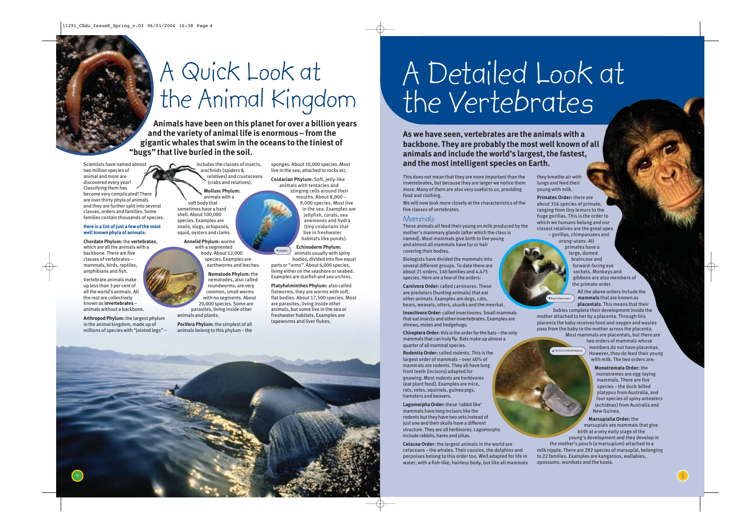# A Quick Look at the Animal Kingdom

**Animals have been on this planet for over a billion years and the variety of animal life is enormous – from the gigantic whales that swim in the oceans to the tiniest of "bugs" that live buried in the soil.**

Scientists have named almost two million species of animal and more are discovered every year! Classifying them has become very complicated! There are over thirty phyla of animals and they are further split into several classes, orders and families. Some families contain thousands of species.

**Here is a list of just a few of the most well known phyla of animals:**

**Chordate Phylum:** the **vertebrates**, which are all the animals with a backbone. There are five classes of vertebrates – mammals, birds, reptiles, amphibians and fish.

Vertebrate animals make up less than 3 per cent of all the world's animals. All the rest are collectively known as **invertebrates** – animals without a backbone.

**Arthropod Phylum:** the largest phylum in the animal kingdom, made up of millions of species with "jointed legs" – includes the classes of insects, arachnids (spiders & relatives) and crustaceans (crabs and relatives).

**Mollusc Phylum:** animals with a soft body that sometimes have a hard shell. About 100,000 species. Examples are snails, slugs, octopuses, squid, oysters and clams.

**Annelid Phylum:** worms with a segmented body. About 12,000 species. Examples are earthworms and leeches.

**Nematode Phylum:** the nematodes, also called roundworms, are very common, small worms with no segments. About 20,000 species. Some are parasites, living inside other animals and plants.

**Porifera Phylum:** The simplest of all animals belong to this phylum – the sponges. About 10,000 species. Most live in the sea, attached to rocks etc.

**Cnidarian Phylum:** Soft, jelly-like animals with tentacles and stinging cells around their mouths. About 8,000 – 9,000 species. Most live in the sea. Examples are jellyfish, corals, sea anemones and hydra (tiny cnidarians that live in freshwater habitats like ponds).

Jellyfish

**Echinoderm Phylum:** animals usually with spiny bodies, divided into five equal parts or "arms". About 6,000 species, living either on the seashore or seabed. Examples are starfish and sea urchins.

**Platyhelminthes Phylum:** also called flatworms, they are worms with soft, flat bodies. About 17,500 species. Most are parasites, living inside other animals, but some live in the sea or freshwater habitats. Examples are tapeworms and liver flukes.

# A Detailed Look at the Vertebrates

**As we have seen, vertebrates are the animals with a backbone. They are probably the most well known of all animals and include the world's largest, the fastest, and the most intelligent species on Earth.**

This does not mean that they are more important than the invertebrates, but because they are larger we notice them more. Many of them are also very useful to us, providing food and clothing.

We will now look more closely at the characteristics of the five classes of vertebrates.

## Mammals

These animals all feed their young on milk produced by the mother's mammary glands (after which the class is named). Most mammals give birth to live young and almost all mammals have fur or hair covering their bodies.

Biologists have divided the mammals into several different groups. To date there are about 21 orders, 140 families and 4,475 species. Here are a few of the orders:

**Carnivora Order:** called carnivores. These are predators (hunting animals) that eat other animals. Examples are dogs, cats, bears, weasels, otters, skunks and the meerkat.

**Insectivora Order:** called insectivores. Small mammals that eat insects and other invertebrates. Examples are shrews, moles and hedgehogs.

**Chiroptera Order:** this is the order for the bats – the only mammals that can truly fly. Bats make up almost a quarter of all mammal species.

**Rodentia Order:** called rodents. This is the largest order of mammals – over 40% of mammals are rodents. They all have long front teeth (incisors) adapted for gnawing. Most rodents are herbivores (eat plant food). Examples are mice, rats, voles, squirrels, guinea pigs, hamsters and beavers.

**Lagomorpha Order:** these 'rabbit like' mammals have long incisors like the rodents but they have two sets instead of just one and their skulls have a different structure. They are all herbivores. Lagomorphs include rabbits, hares and pikas.

**Cetacea Order:** the largest animals in the world are cetaceans – the whales. Their cousins, the dolphins and porpoises belong to this order too. Well adapted for life in water, with a fish-like, hairless body, but like all mammals they breathe air with lungs and feed their young with milk.

**Primates Order:** there are about 356 species of primate, ranging from tiny lemurs to the huge gorillas. This is the order to which we humans belong and our closest relatives are the great apes – gorillas, chimpanzees and orang-utans. All primates have a large, domed braincase and forward-facing eye sockets. Monkeys and gibbons are also members of the primate order.

Ring-tailed Lemur

All the above orders include the **mammals** that are known as **placentals**. This means that their babies complete their development inside the mother attached to her by a placenta. Through this placenta the baby receives food and oxygen and wastes pass from the baby to the mother across the placenta.

Most mammals are placentals, but there are two orders of mammals whose members do not have placentas. However, they do feed their young with milk. The two orders are:

The Duck-billed Platypus

**Monotremata Order:** the monotremes are egg-laying mammals. There are five species – the duck-billed platypus from Australia, and four species of spiny anteaters (echidnas) from Australia and New Guinea.

**Marsupialia Order:** the marsupials are mammals that give birth at a very early stage of the young's development and they develop in the mother's pouch (a marsupium) attached to a milk nipple. There are 292 species of marsupial, belonging to 22 families. Examples are kangaroos, wallabies, opossums, wombats and the koala.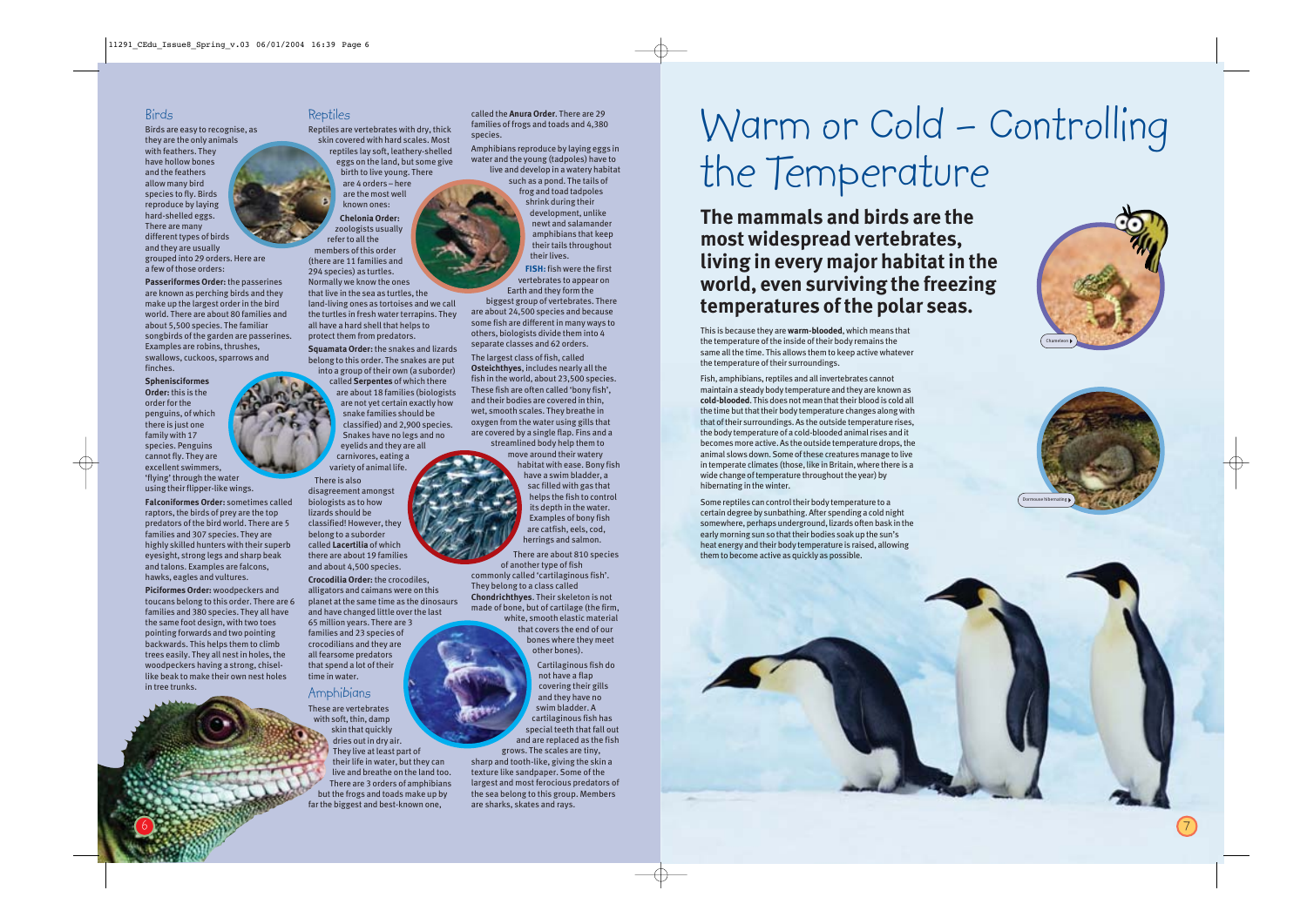## Birds

Birds are easy to recognise, as they are the only animals with feathers. They have hollow bones and the feathers allow many bird species to fly. Birds reproduce by laying hard-shelled eggs. There are many different types of birds and they are usually grouped into 29 orders. Here are a few of those orders:

**Passeriformes Order:** the passerines are known as perching birds and they make up the largest order in the bird world. There are about 80 families and about 5,500 species. The familiar songbirds of the garden are passerines. Examples are robins, thrushes, swallows, cuckoos, sparrows and finches.

**Sphenisciformes Order:** this is the order for the penguins, of which there is just one family with 17 species. Penguins cannot fly. They are excellent swimmers, 'flying' through the water using their flipper-like wings.

**Falconiformes Order:** sometimes called raptors, the birds of prey are the top predators of the bird world. There are 5 families and 307 species. They are highly skilled hunters with their superb eyesight, strong legs and sharp beak and talons. Examples are falcons, hawks, eagles and vultures.

**Piciformes Order:** woodpeckers and toucans belong to this order. There are 6 families and 380 species. They all have the same foot design, with two toes pointing forwards and two pointing backwards. This helps them to climb trees easily. They all nest in holes, the woodpeckers having a strong, chisel-like beak to make their own nest holes in tree trunks.

## Reptiles

Reptiles are vertebrates with dry, thick skin covered with hard scales. Most reptiles lay soft, leathery-shelled eggs on the land, but some give birth to live young. There are 4 orders – here are the most well known ones:

**Chelonia Order:** zoologists usually refer to all the members of this order (there are 11 families and 294 species) as turtles. Normally we know the ones that live in the sea as turtles, the land-living ones as tortoises and we call the turtles in fresh water terrapins. They all have a hard shell that helps to protect them from predators.

**Squamata Order:** the snakes and lizards belong to this order. The snakes are put into a group of their own (a suborder) called **Serpentes** of which there are about 18 families (biologists are not yet certain exactly how snake families should be classified) and 2,900 species. Snakes have no legs and no eyelids and they are all carnivores, eating a variety of animal life.

There is also disagreement amongst biologists as to how lizards should be classified! However, they belong to a suborder called **Lacertilia** of which there are about 19 families and about 4,500 species.

**Crocodilia Order:** the crocodiles, alligators and caimans were on this planet at the same time as the dinosaurs and have changed little over the last 65 million years. There are 3 families and 23 species of crocodilians and they are all fearsome predators that spend a lot of their time in water.

## Amphibians

These are vertebrates with soft, thin, damp skin that quickly dries out in dry air. They live at least part of their life in water, but they can live and breathe on the land too. There are 3 orders of amphibians but the frogs and toads make up by far the biggest and best-known one, called the **Anura Order**. There are 29 families of frogs and toads and 4,380 species.

Amphibians reproduce by laying eggs in water and the young (tadpoles) have to live and develop in a watery habitat such as a pond. The tails of frog and toad tadpoles shrink during their development, unlike newt and salamander amphibians that keep their tails throughout their lives.

**FISH:** fish were the first vertebrates to appear on Earth and they form the biggest group of vertebrates. There are about 24,500 species and because some fish are different in many ways to others, biologists divide them into 4 separate classes and 62 orders.

The largest class of fish, called **Osteichthyes**, includes nearly all the fish in the world, about 23,500 species. These fish are often called 'bony fish', and their bodies are covered in thin, wet, smooth scales. They breathe in oxygen from the water using gills that are covered by a single flap. Fins and a streamlined body help them to move around their watery habitat with ease. Bony fish have a swim bladder, a sac filled with gas that helps the fish to control its depth in the water. Examples of bony fish are catfish, eels, cod, herrings and salmon.

There are about 810 species of another type of fish commonly called 'cartilaginous fish'. They belong to a class called **Chondrichthyes**. Their skeleton is not made of bone, but of cartilage (the firm, white, smooth elastic material that covers the end of our bones where they meet other bones).

Cartilaginous fish do not have a flap covering their gills and they have no swim bladder. A cartilaginous fish has special teeth that fall out and are replaced as the fish grows. The scales are tiny, sharp and tooth-like, giving the skin a texture like sandpaper. Some of the largest and most ferocious predators of the sea belong to this group. Members are sharks, skates and rays.

# Warm or Cold – Controlling the Temperature

**The mammals and birds are the most widespread vertebrates, living in every major habitat in the world, even surviving the freezing temperatures of the polar seas.**

This is because they are **warm-blooded**, which means that the temperature of the inside of their body remains the same all the time. This allows them to keep active whatever the temperature of their surroundings.

Fish, amphibians, reptiles and all invertebrates cannot maintain a steady body temperature and they are known as **cold-blooded**. This does not mean that their blood is cold all the time but that their body temperature changes along with that of their surroundings. As the outside temperature rises, the body temperature of a cold-blooded animal rises and it becomes more active. As the outside temperature drops, the animal slows down. Some of these creatures manage to live in temperate climates (those, like in Britain, where there is a wide change of temperature throughout the year) by hibernating in the winter.

Some reptiles can control their body temperature to a certain degree by sunbathing. After spending a cold night somewhere, perhaps underground, lizards often bask in the early morning sun so that their bodies soak up the sun's heat energy and their body temperature is raised, allowing them to become active as quickly as possible.

Chameleon

Dormouse hibernating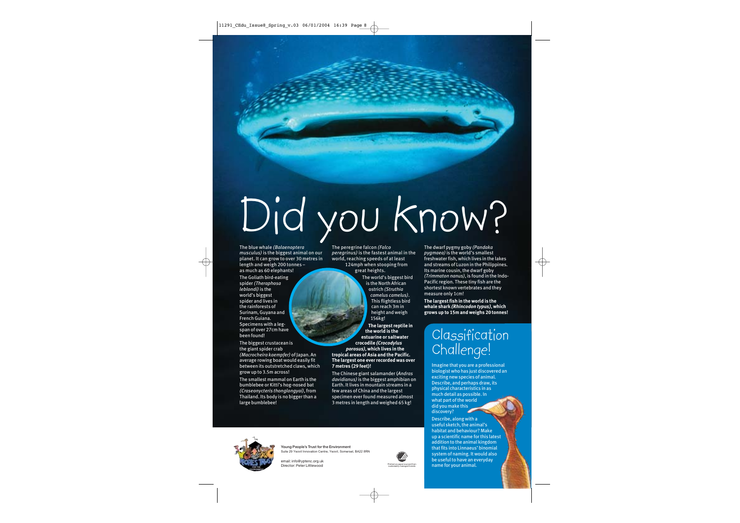# Did you Know?

The blue whale *(Balaenoptera musculus)* is the biggest animal on our planet. It can grow to over 30 metres in length and weigh 200 tonnes – as much as 60 elephants!

The Goliath bird-eating spider *(Theraphosa leblondi)* is the world's biggest spider and lives in the rainforests of Surinam, Guyana and French Guiana. Specimens with a leg-span of over 27cm have been found!

The biggest crustacean is the giant spider crab *(Macrocheira kaempfer)* of Japan. An average rowing boat would easily fit between its outstretched claws, which grow up to 3.5m across!

The smallest mammal on Earth is the bumblebee or Kitti's hog-nosed bat *(Craseonycteris thonglongyai)*, from Thailand. Its body is no bigger than a large bumblebee!

The peregrine falcon *(Falco peregrinus)* is the fastest animal in the world, reaching speeds of at least 124mph when stooping from great heights.

The world's biggest bird is the North African ostrich *(Struthio camelus camelus)*. This flightless bird can reach 3m in height and weigh 156kg!

**The largest reptile in the world is the estuarine or saltwater crocodile *(Crocodylus porosus)*, which lives in the tropical areas of Asia and the Pacific. The largest one ever recorded was over 7 metres (29 feet)!**

The Chinese giant salamander *(Andras davidianus)* is the biggest amphibian on Earth. It lives in mountain streams in a few areas of China and the largest specimen ever found measured almost 3 metres in length and weighed 65 kg!

The dwarf pygmy goby *(Pandaka pygmaea)* is the world's smallest freshwater fish, which lives in the lakes and streams of Luzon in the Philippines. Its marine cousin, the dwarf goby *(Trimmaton nanus)*, is found in the Indo-Pacific region. These tiny fish are the shortest known vertebrates and they measure only 1cm!

**The largest fish in the world is the whale shark *(Rhincodon typus)*, which grows up to 15m and weighs 20 tonnes!**

## Classification Challenge!

Imagine that you are a professional biologist who has just discovered an exciting new species of animal. Describe, and perhaps draw, its physical characteristics in as much detail as possible. In what part of the world did you make this discovery?

Describe, along with a useful sketch, the animal's habitat and behaviour? Make up a scientific name for this latest addition to the animal kingdom that fits into Linnaeus' binomial system of naming. It would also be useful to have an everyday name for your animal.

**Young People's Trust for the Environment**
Suite 29 Yeovil Innovation Centre, Yeovil, Somerset, BA22 8RN

email: info@yptenc.org.uk
Director: Peter Littlewood

Printed on paper sourced from sustainably managed forests